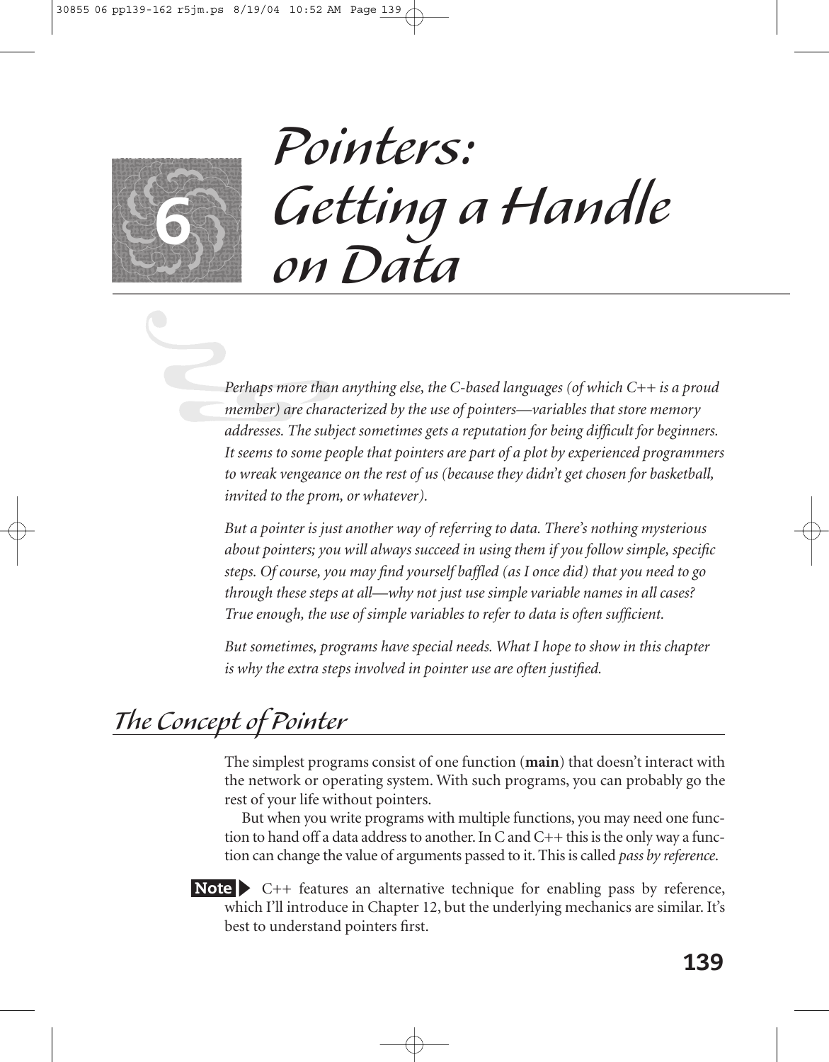# 6 Pointers: Getting a Handle on Data

*Perhaps more than anything else, the C-based languages (of which C++ is a proud member) are characterized by the use of pointers—variables that store memory addresses. The subject sometimes gets a reputation for being difficult for beginners. It seems to some people that pointers are part of a plot by experienced programmers to wreak vengeance on the rest of us (because they didn't get chosen for basketball, invited to the prom, or whatever).*

*But a pointer is just another way of referring to data. There's nothing mysterious about pointers; you will always succeed in using them if you follow simple, specific steps. Of course, you may find yourself baffled (as I once did) that you need to go through these steps at all—why not just use simple variable names in all cases? True enough, the use of simple variables to refer to data is often sufficient.*

*But sometimes, programs have special needs. What I hope to show in this chapter is why the extra steps involved in pointer use are often justified.*

## The Concept of Pointer

The simplest programs consist of one function (**main**) that doesn't interact with the network or operating system. With such programs, you can probably go the rest of your life without pointers.

But when you write programs with multiple functions, you may need one function to hand off a data address to another. In C and C++ this is the only way a function can change the value of arguments passed to it. This is called *pass by reference*.

**Note** C++ features an alternative technique for enabling pass by reference, which I'll introduce in Chapter 12, but the underlying mechanics are similar. It's best to understand pointers first.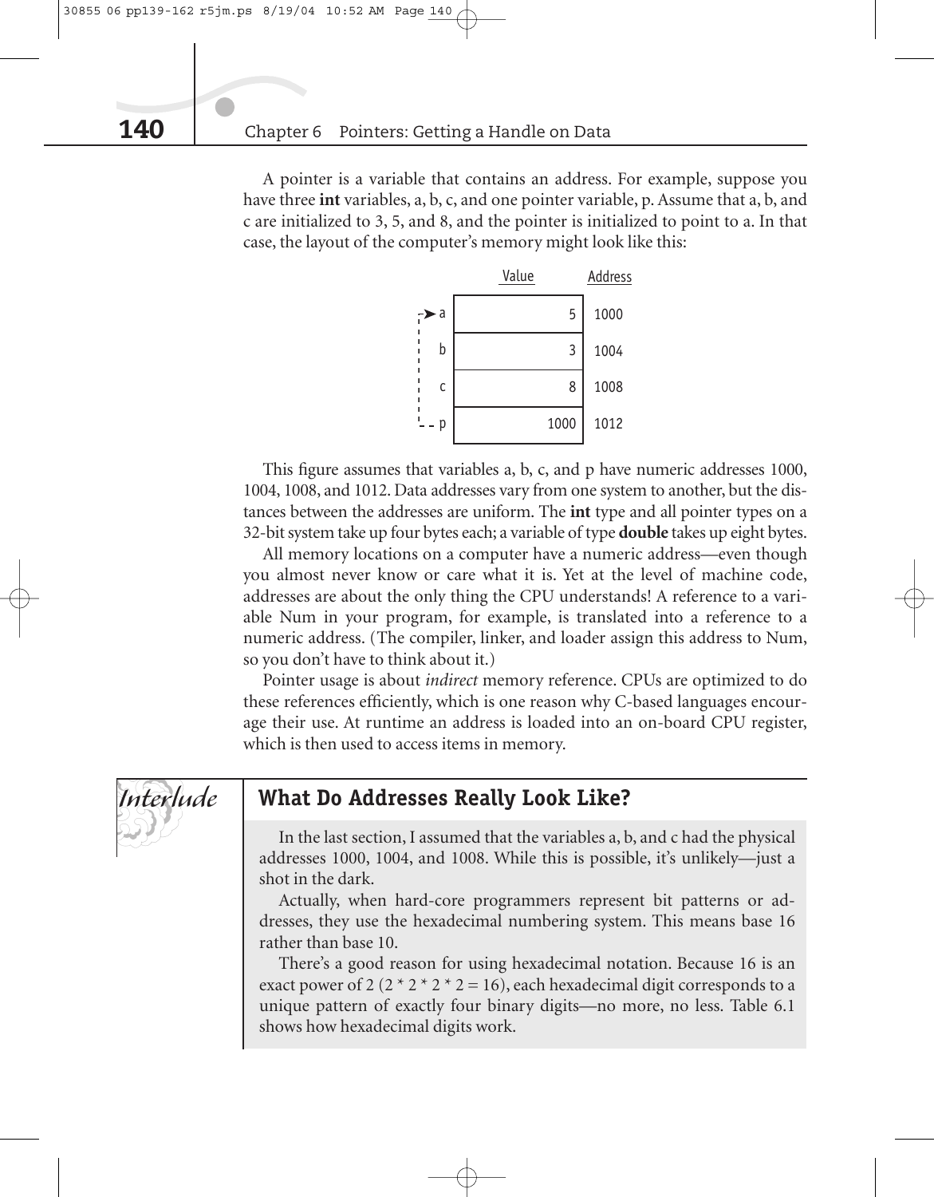A pointer is a variable that contains an address. For example, suppose you have three **int** variables, a, b, c, and one pointer variable, p. Assume that a, b, and c are initialized to 3, 5, and 8, and the pointer is initialized to point to a. In that case, the layout of the computer's memory might look like this:

| | Value | Address |
|---|---|---|
| a | 5 | 1000 |
| b | 3 | 1004 |
| c | 8 | 1008 |
| p | 1000 | 1012 |

This figure assumes that variables a, b, c, and p have numeric addresses 1000, 1004, 1008, and 1012. Data addresses vary from one system to another, but the distances between the addresses are uniform. The **int** type and all pointer types on a 32-bit system take up four bytes each; a variable of type **double** takes up eight bytes.

All memory locations on a computer have a numeric address—even though you almost never know or care what it is. Yet at the level of machine code, addresses are about the only thing the CPU understands! A reference to a variable Num in your program, for example, is translated into a reference to a numeric address. (The compiler, linker, and loader assign this address to Num, so you don't have to think about it.)

Pointer usage is about *indirect* memory reference. CPUs are optimized to do these references efficiently, which is one reason why C-based languages encourage their use. At runtime an address is loaded into an on-board CPU register, which is then used to access items in memory.

*Interlude*

## What Do Addresses Really Look Like?

In the last section, I assumed that the variables a, b, and c had the physical addresses 1000, 1004, and 1008. While this is possible, it's unlikely—just a shot in the dark.

Actually, when hard-core programmers represent bit patterns or addresses, they use the hexadecimal numbering system. This means base 16 rather than base 10.

There's a good reason for using hexadecimal notation. Because 16 is an exact power of 2 (2 * 2 * 2 * 2 = 16), each hexadecimal digit corresponds to a unique pattern of exactly four binary digits—no more, no less. Table 6.1 shows how hexadecimal digits work.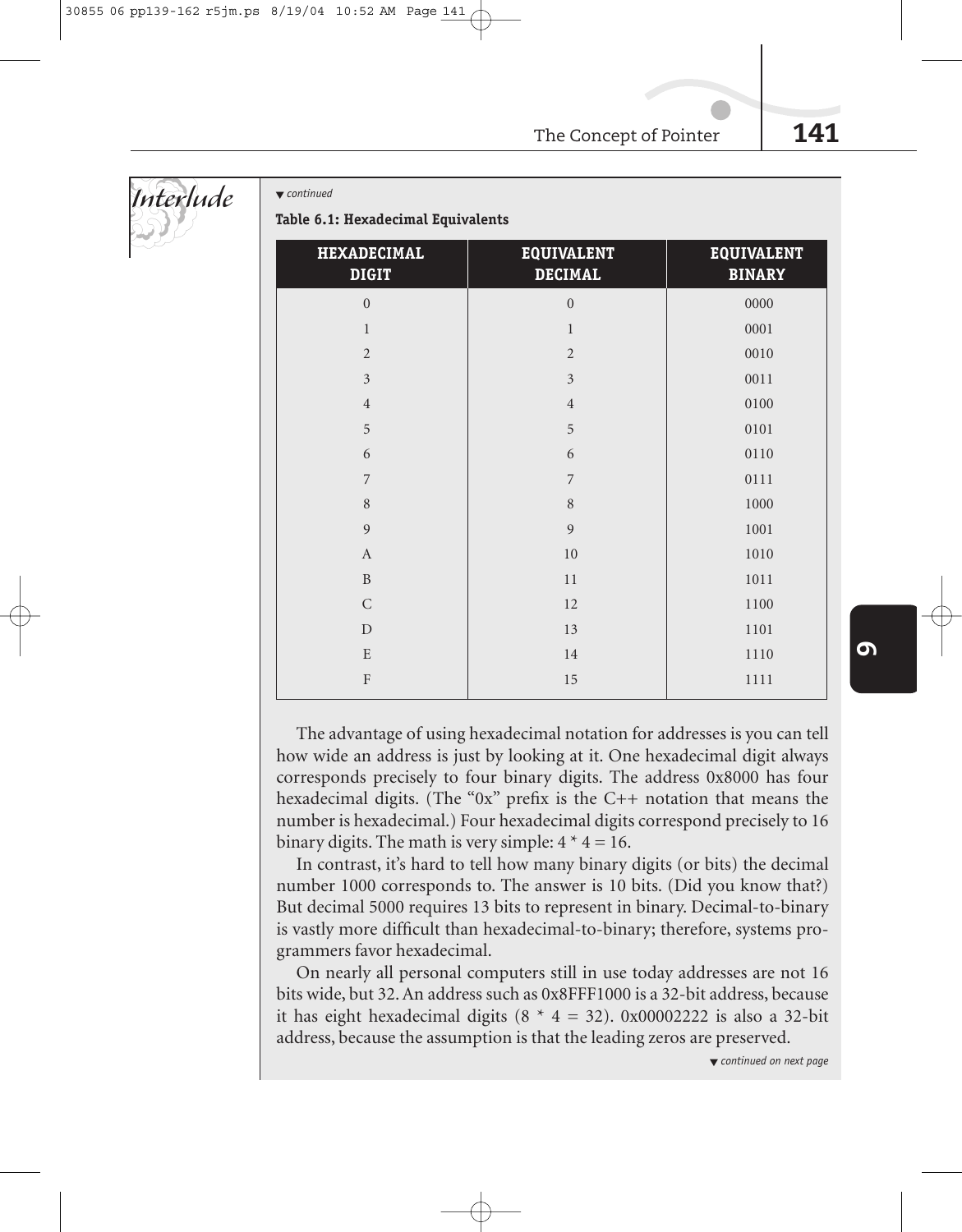*Interlude*

▼ *continued*

**Table 6.1: Hexadecimal Equivalents**

| HEXADECIMAL DIGIT | EQUIVALENT DECIMAL | EQUIVALENT BINARY |
|---|---|---|
| 0 | 0 | 0000 |
| 1 | 1 | 0001 |
| 2 | 2 | 0010 |
| 3 | 3 | 0011 |
| 4 | 4 | 0100 |
| 5 | 5 | 0101 |
| 6 | 6 | 0110 |
| 7 | 7 | 0111 |
| 8 | 8 | 1000 |
| 9 | 9 | 1001 |
| A | 10 | 1010 |
| B | 11 | 1011 |
| C | 12 | 1100 |
| D | 13 | 1101 |
| E | 14 | 1110 |
| F | 15 | 1111 |

The advantage of using hexadecimal notation for addresses is you can tell how wide an address is just by looking at it. One hexadecimal digit always corresponds precisely to four binary digits. The address 0x8000 has four hexadecimal digits. (The "0x" prefix is the C++ notation that means the number is hexadecimal.) Four hexadecimal digits correspond precisely to 16 binary digits. The math is very simple: 4 * 4 = 16.

In contrast, it's hard to tell how many binary digits (or bits) the decimal number 1000 corresponds to. The answer is 10 bits. (Did you know that?) But decimal 5000 requires 13 bits to represent in binary. Decimal-to-binary is vastly more difficult than hexadecimal-to-binary; therefore, systems programmers favor hexadecimal.

On nearly all personal computers still in use today addresses are not 16 bits wide, but 32. An address such as 0x8FFF1000 is a 32-bit address, because it has eight hexadecimal digits (8 * 4 = 32). 0x00002222 is also a 32-bit address, because the assumption is that the leading zeros are preserved.

▼ *continued on next page*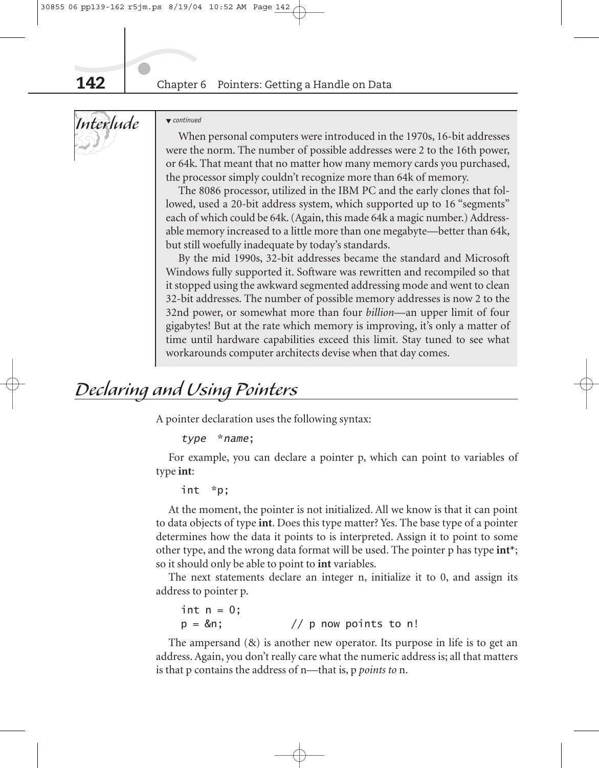*Interlude*

▼ *continued*

When personal computers were introduced in the 1970s, 16-bit addresses were the norm. The number of possible addresses were 2 to the 16th power, or 64k. That meant that no matter how many memory cards you purchased, the processor simply couldn't recognize more than 64k of memory.

The 8086 processor, utilized in the IBM PC and the early clones that followed, used a 20-bit address system, which supported up to 16 "segments" each of which could be 64k. (Again, this made 64k a magic number.) Addressable memory increased to a little more than one megabyte—better than 64k, but still woefully inadequate by today's standards.

By the mid 1990s, 32-bit addresses became the standard and Microsoft Windows fully supported it. Software was rewritten and recompiled so that it stopped using the awkward segmented addressing mode and went to clean 32-bit addresses. The number of possible memory addresses is now 2 to the 32nd power, or somewhat more than four *billion*—an upper limit of four gigabytes! But at the rate which memory is improving, it's only a matter of time until hardware capabilities exceed this limit. Stay tuned to see what workarounds computer architects devise when that day comes.

## *Declaring and Using Pointers*

A pointer declaration uses the following syntax:

```
type  *name;
```

For example, you can declare a pointer p, which can point to variables of type **int**:

```
int  *p;
```

At the moment, the pointer is not initialized. All we know is that it can point to data objects of type **int**. Does this type matter? Yes. The base type of a pointer determines how the data it points to is interpreted. Assign it to point to some other type, and the wrong data format will be used. The pointer p has type **int***; so it should only be able to point to **int** variables.

The next statements declare an integer n, initialize it to 0, and assign its address to pointer p.

```
int n = 0;
p = &n;            // p now points to n!
```

The ampersand (&) is another new operator. Its purpose in life is to get an address. Again, you don't really care what the numeric address is; all that matters is that p contains the address of n—that is, p *points to* n.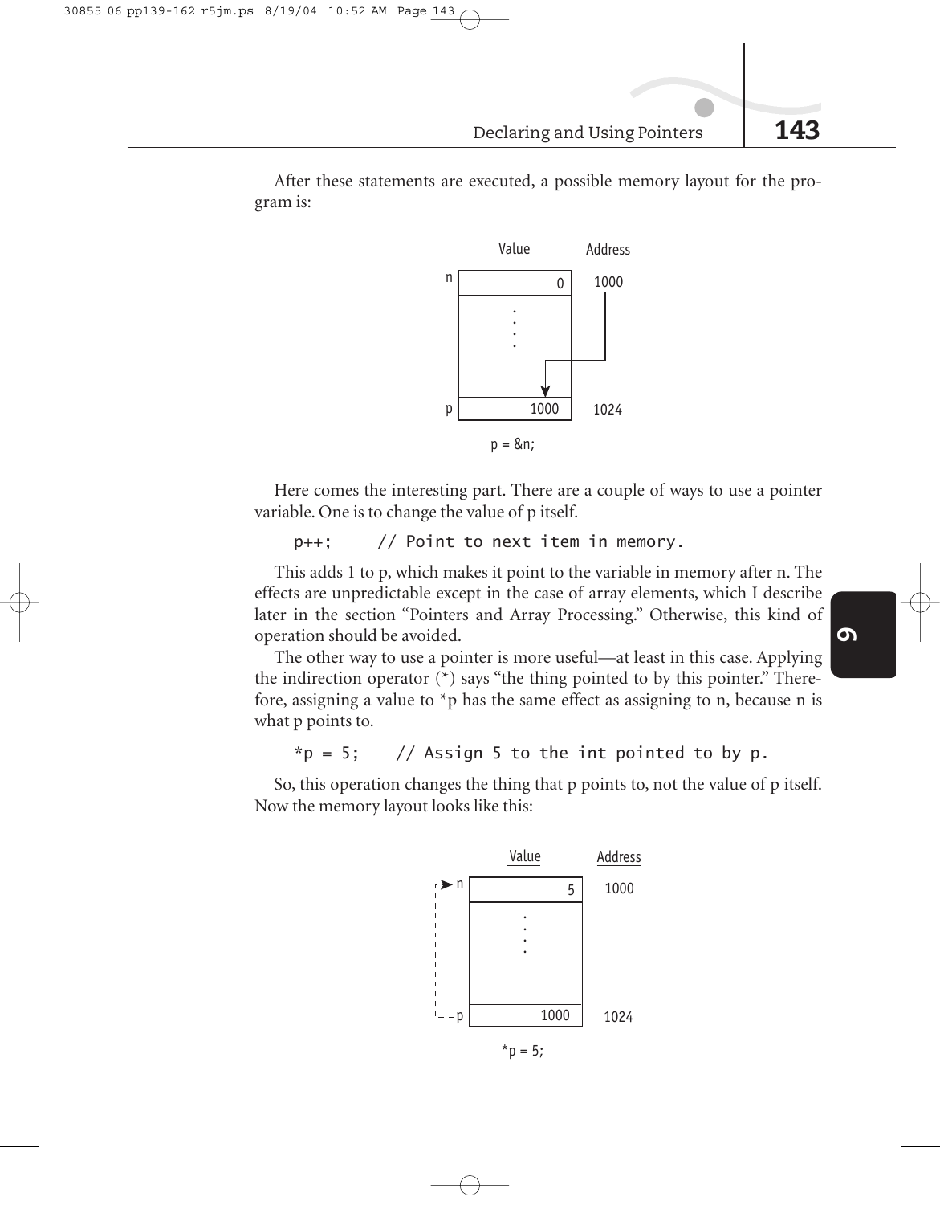After these statements are executed, a possible memory layout for the program is:

| | Value | Address |
|---|---|---|
| n | 0 | 1000 |
| | . . . . | |
| p | 1000 | 1024 |

p = &n;

Here comes the interesting part. There are a couple of ways to use a pointer variable. One is to change the value of p itself.

```
p++;     // Point to next item in memory.
```

This adds 1 to p, which makes it point to the variable in memory after n. The effects are unpredictable except in the case of array elements, which I describe later in the section "Pointers and Array Processing." Otherwise, this kind of operation should be avoided.

The other way to use a pointer is more useful—at least in this case. Applying the indirection operator (*) says "the thing pointed to by this pointer." Therefore, assigning a value to *p has the same effect as assigning to n, because n is what p points to.

```
*p = 5;    // Assign 5 to the int pointed to by p.
```

So, this operation changes the thing that p points to, not the value of p itself. Now the memory layout looks like this:

| | Value | Address |
|---|---|---|
| n | 5 | 1000 |
| | . . . . | |
| p | 1000 | 1024 |

*p = 5;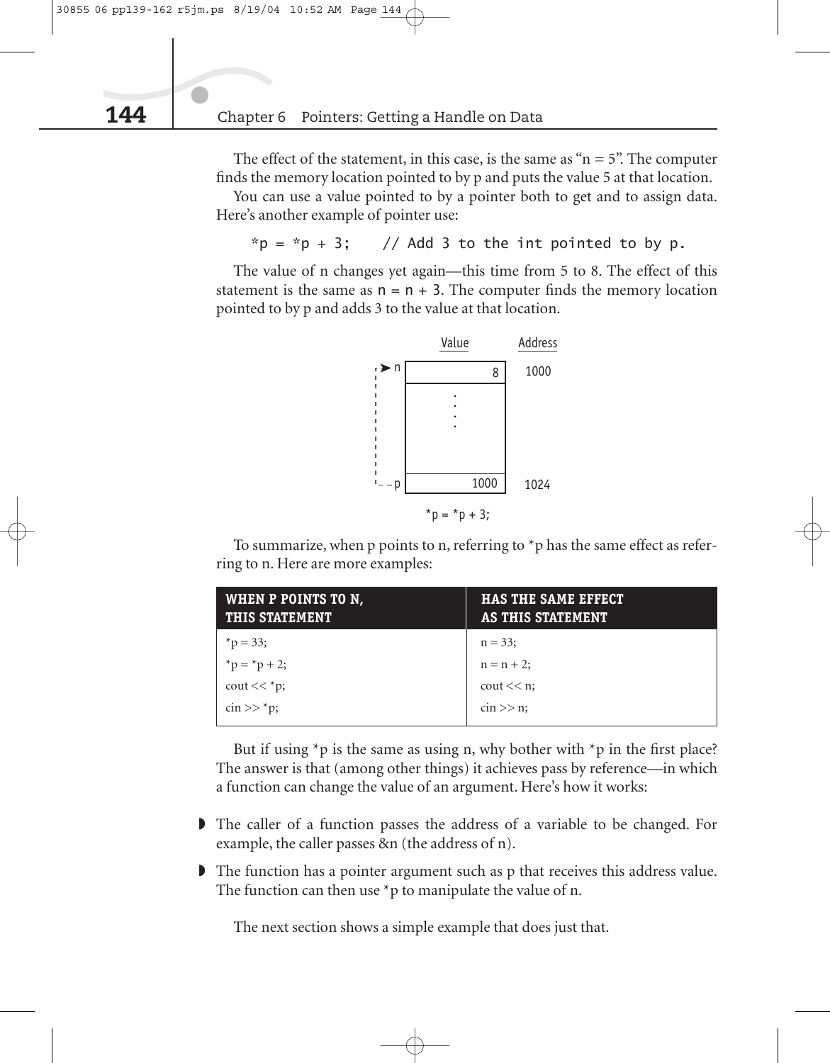The effect of the statement, in this case, is the same as "n = 5". The computer finds the memory location pointed to by p and puts the value 5 at that location.

You can use a value pointed to by a pointer both to get and to assign data. Here's another example of pointer use:

```
*p = *p + 3;    // Add 3 to the int pointed to by p.
```

The value of n changes yet again—this time from 5 to 8. The effect of this statement is the same as `n = n + 3`. The computer finds the memory location pointed to by p and adds 3 to the value at that location.

| | Value | Address |
|---|---|---|
| n | 8 | 1000 |
| | . . . . | |
| p | 1000 | 1024 |

*p = *p + 3;

To summarize, when p points to n, referring to *p has the same effect as referring to n. Here are more examples:

| WHEN P POINTS TO N, THIS STATEMENT | HAS THE SAME EFFECT AS THIS STATEMENT |
|---|---|
| *p = 33; | n = 33; |
| *p = *p + 2; | n = n + 2; |
| cout << *p; | cout << n; |
| cin >> *p; | cin >> n; |

But if using *p is the same as using n, why bother with *p in the first place? The answer is that (among other things) it achieves pass by reference—in which a function can change the value of an argument. Here's how it works:

- The caller of a function passes the address of a variable to be changed. For example, the caller passes &n (the address of n).
- The function has a pointer argument such as p that receives this address value. The function can then use *p to manipulate the value of n.

The next section shows a simple example that does just that.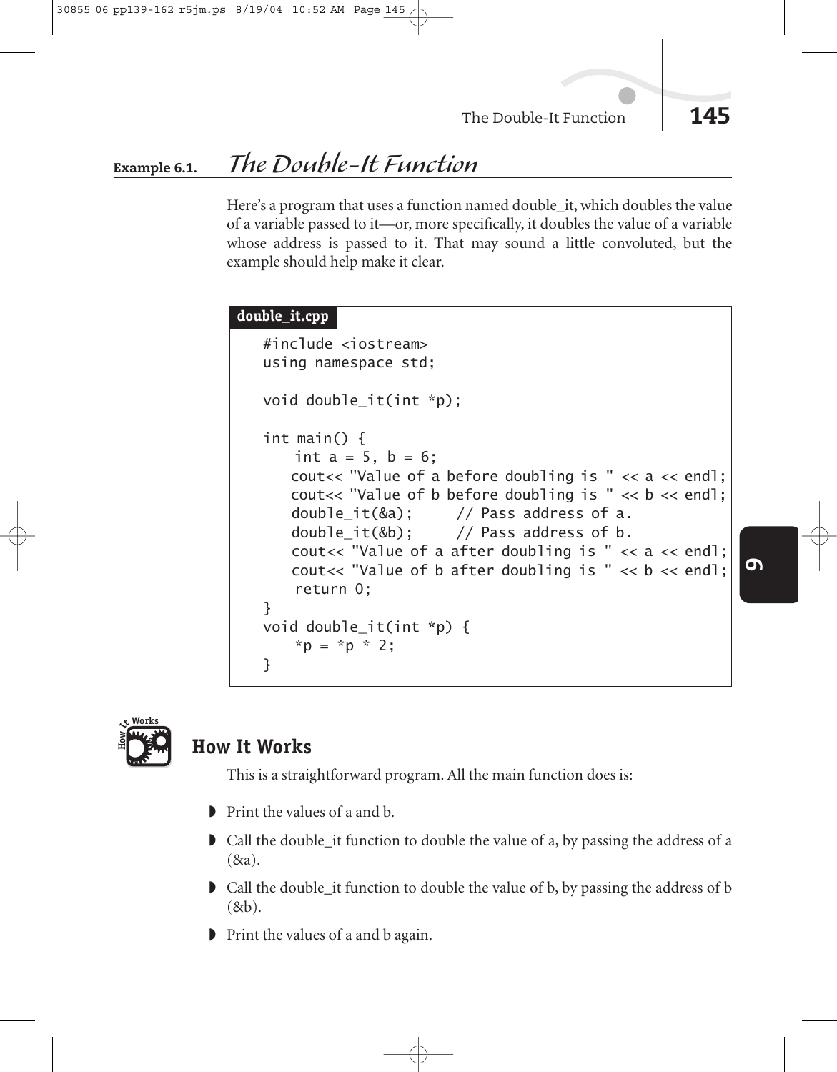## Example 6.1. *The Double-It Function*

Here's a program that uses a function named double_it, which doubles the value of a variable passed to it—or, more specifically, it doubles the value of a variable whose address is passed to it. That may sound a little convoluted, but the example should help make it clear.

**double_it.cpp**

```
#include <iostream>
using namespace std;

void double_it(int *p);

int main() {
    int a = 5, b = 6;
    cout<< "Value of a before doubling is " << a << endl;
    cout<< "Value of b before doubling is " << b << endl;
    double_it(&a);     // Pass address of a.
    double_it(&b);     // Pass address of b.
    cout<< "Value of a after doubling is " << a << endl;
    cout<< "Value of b after doubling is " << b << endl;
    return 0;
}
void double_it(int *p) {
    *p = *p * 2;
}
```

### How It Works

This is a straightforward program. All the main function does is:

- Print the values of a and b.
- Call the double_it function to double the value of a, by passing the address of a (&a).
- Call the double_it function to double the value of b, by passing the address of b (&b).
- Print the values of a and b again.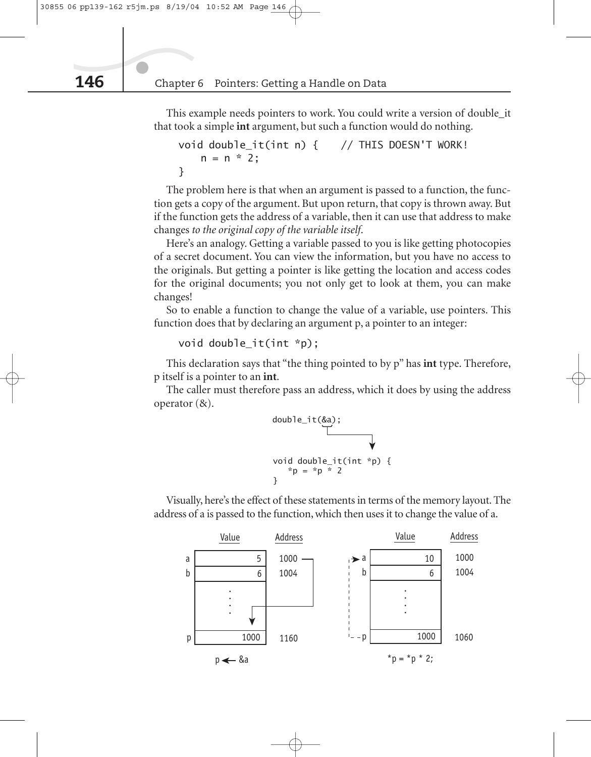This example needs pointers to work. You could write a version of double_it that took a simple **int** argument, but such a function would do nothing.

```
void double_it(int n) {    // THIS DOESN'T WORK!
    n = n * 2;
}
```

The problem here is that when an argument is passed to a function, the function gets a copy of the argument. But upon return, that copy is thrown away. But if the function gets the address of a variable, then it can use that address to make changes *to the original copy of the variable itself*.

Here's an analogy. Getting a variable passed to you is like getting photocopies of a secret document. You can view the information, but you have no access to the originals. But getting a pointer is like getting the location and access codes for the original documents; you not only get to look at them, you can make changes!

So to enable a function to change the value of a variable, use pointers. This function does that by declaring an argument p, a pointer to an integer:

```
void double_it(int *p);
```

This declaration says that "the thing pointed to by p" has **int** type. Therefore, p itself is a pointer to an **int**.

The caller must therefore pass an address, which it does by using the address operator (&).

```
double_it(&a);

void double_it(int *p) {
   *p = *p * 2
}
```

Visually, here's the effect of these statements in terms of the memory layout. The address of a is passed to the function, which then uses it to change the value of a.

|   | Value | Address |
|---|---|---|
| a | 5 | 1000 |
| b | 6 | 1004 |
|   | . . . |   |
| p | 1000 | 1160 |

p ← &a

|   | Value | Address |
|---|---|---|
| a | 10 | 1000 |
| b | 6 | 1004 |
|   | . . . |   |
| p | 1000 | 1060 |

*p = *p * 2;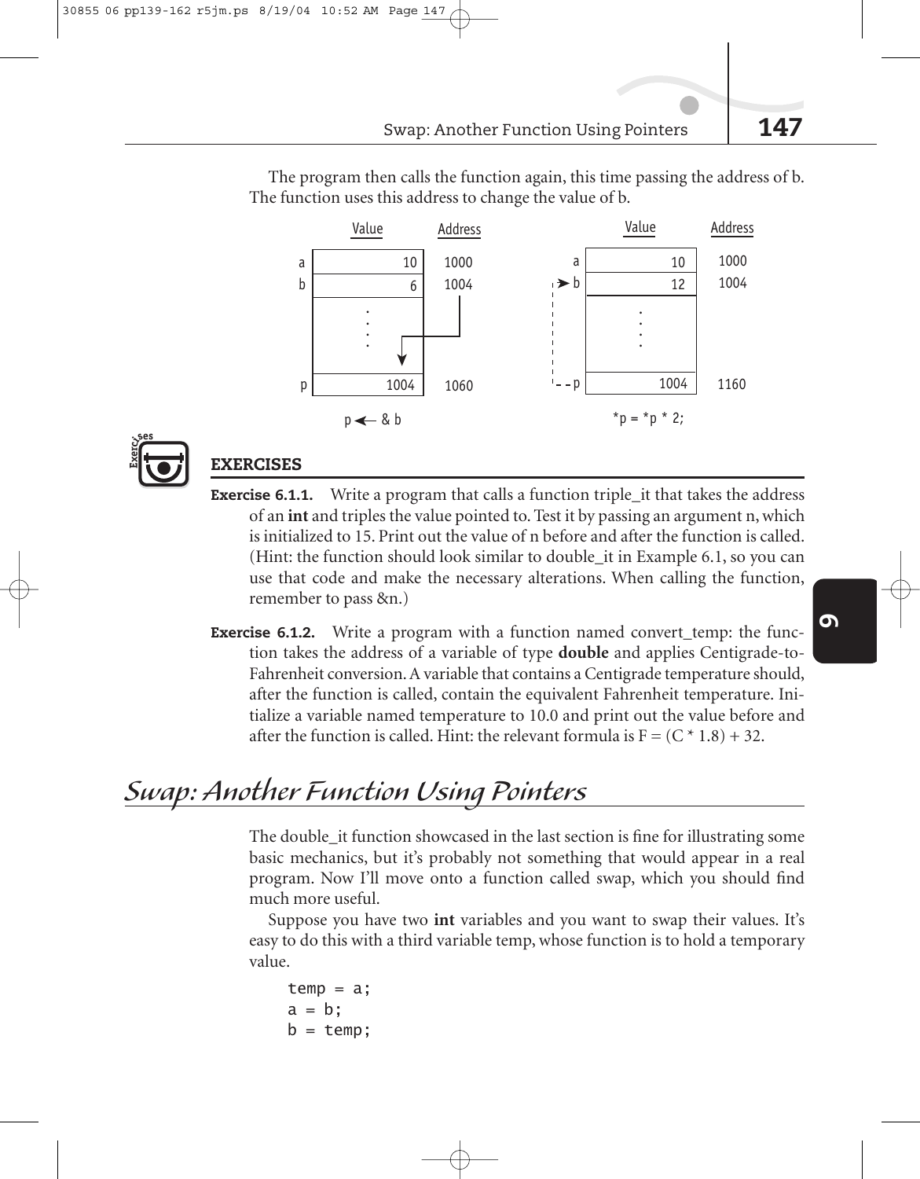The program then calls the function again, this time passing the address of b. The function uses this address to change the value of b.

|   | Value | Address |
|---|---|---|
| a | 10 | 1000 |
| b | 6 | 1004 |
|   | . . . . |   |
| p | 1004 | 1060 |

p ← & b

|   | Value | Address |
|---|---|---|
| a | 10 | 1000 |
| b | 12 | 1004 |
|   | . . . . |   |
| p | 1004 | 1160 |

*p = *p * 2;

## EXERCISES

**Exercise 6.1.1.** Write a program that calls a function triple_it that takes the address of an **int** and triples the value pointed to. Test it by passing an argument n, which is initialized to 15. Print out the value of n before and after the function is called. (Hint: the function should look similar to double_it in Example 6.1, so you can use that code and make the necessary alterations. When calling the function, remember to pass &n.)

**Exercise 6.1.2.** Write a program with a function named convert_temp: the function takes the address of a variable of type **double** and applies Centigrade-to-Fahrenheit conversion. A variable that contains a Centigrade temperature should, after the function is called, contain the equivalent Fahrenheit temperature. Initialize a variable named temperature to 10.0 and print out the value before and after the function is called. Hint: the relevant formula is F = (C * 1.8) + 32.

# Swap: Another Function Using Pointers

The double_it function showcased in the last section is fine for illustrating some basic mechanics, but it's probably not something that would appear in a real program. Now I'll move onto a function called swap, which you should find much more useful.

Suppose you have two **int** variables and you want to swap their values. It's easy to do this with a third variable temp, whose function is to hold a temporary value.

```
temp = a;
a = b;
b = temp;
```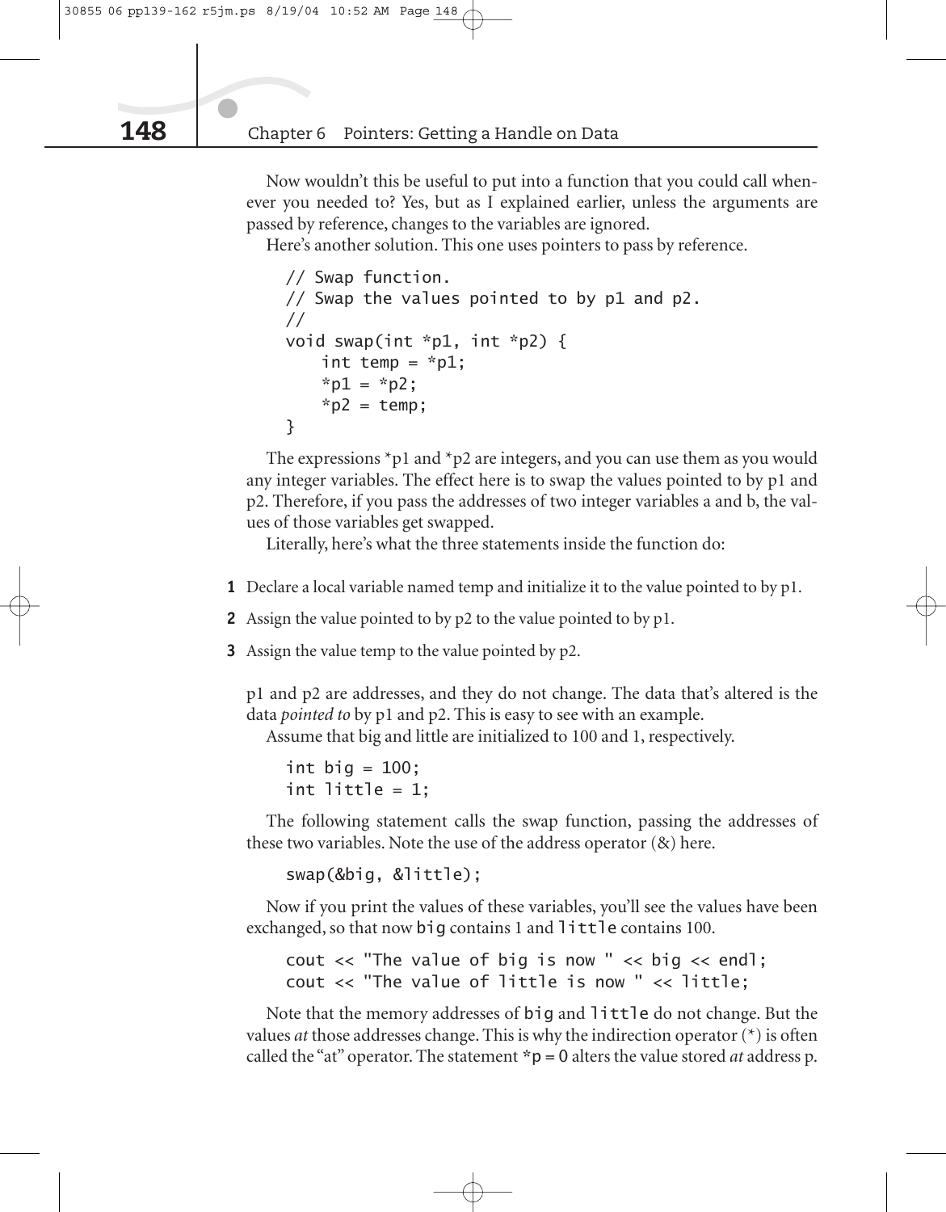Now wouldn't this be useful to put into a function that you could call whenever you needed to? Yes, but as I explained earlier, unless the arguments are passed by reference, changes to the variables are ignored.

Here's another solution. This one uses pointers to pass by reference.

```
// Swap function.
// Swap the values pointed to by p1 and p2.
//
void swap(int *p1, int *p2) {
    int temp = *p1;
    *p1 = *p2;
    *p2 = temp;
}
```

The expressions *p1 and *p2 are integers, and you can use them as you would any integer variables. The effect here is to swap the values pointed to by p1 and p2. Therefore, if you pass the addresses of two integer variables a and b, the values of those variables get swapped.

Literally, here's what the three statements inside the function do:

1. Declare a local variable named temp and initialize it to the value pointed to by p1.
2. Assign the value pointed to by p2 to the value pointed to by p1.
3. Assign the value temp to the value pointed by p2.

p1 and p2 are addresses, and they do not change. The data that's altered is the data *pointed to* by p1 and p2. This is easy to see with an example.

Assume that big and little are initialized to 100 and 1, respectively.

```
int big = 100;
int little = 1;
```

The following statement calls the swap function, passing the addresses of these two variables. Note the use of the address operator (&) here.

```
swap(&big, &little);
```

Now if you print the values of these variables, you'll see the values have been exchanged, so that now `big` contains 1 and `little` contains 100.

```
cout << "The value of big is now " << big << endl;
cout << "The value of little is now " << little;
```

Note that the memory addresses of `big` and `little` do not change. But the values *at* those addresses change. This is why the indirection operator (*) is often called the "at" operator. The statement `*p = 0` alters the value stored *at* address p.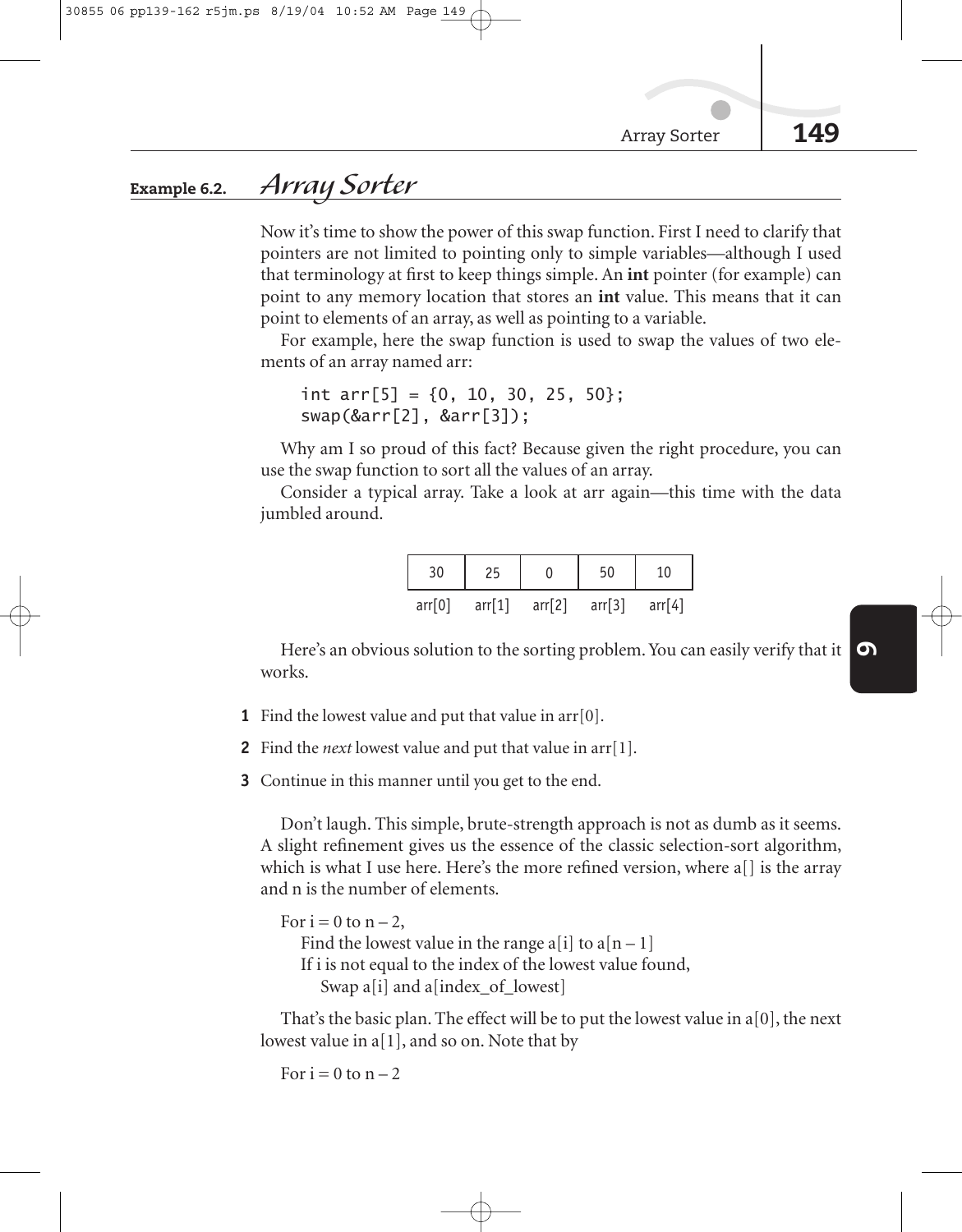## Example 6.2. *Array Sorter*

Now it's time to show the power of this swap function. First I need to clarify that pointers are not limited to pointing only to simple variables—although I used that terminology at first to keep things simple. An **int** pointer (for example) can point to any memory location that stores an **int** value. This means that it can point to elements of an array, as well as pointing to a variable.

For example, here the swap function is used to swap the values of two elements of an array named arr:

```
int arr[5] = {0, 10, 30, 25, 50};
swap(&arr[2], &arr[3]);
```

Why am I so proud of this fact? Because given the right procedure, you can use the swap function to sort all the values of an array.

Consider a typical array. Take a look at arr again—this time with the data jumbled around.

| 30 | 25 | 0 | 50 | 10 |
|---|---|---|---|---|
| arr[0] | arr[1] | arr[2] | arr[3] | arr[4] |

Here's an obvious solution to the sorting problem. You can easily verify that it works.

1. Find the lowest value and put that value in arr[0].
2. Find the *next* lowest value and put that value in arr[1].
3. Continue in this manner until you get to the end.

Don't laugh. This simple, brute-strength approach is not as dumb as it seems. A slight refinement gives us the essence of the classic selection-sort algorithm, which is what I use here. Here's the more refined version, where a[] is the array and n is the number of elements.

```
For i = 0 to n – 2,
    Find the lowest value in the range a[i] to a[n – 1]
    If i is not equal to the index of the lowest value found,
        Swap a[i] and a[index_of_lowest]
```

That's the basic plan. The effect will be to put the lowest value in a[0], the next lowest value in a[1], and so on. Note that by

For i = 0 to n – 2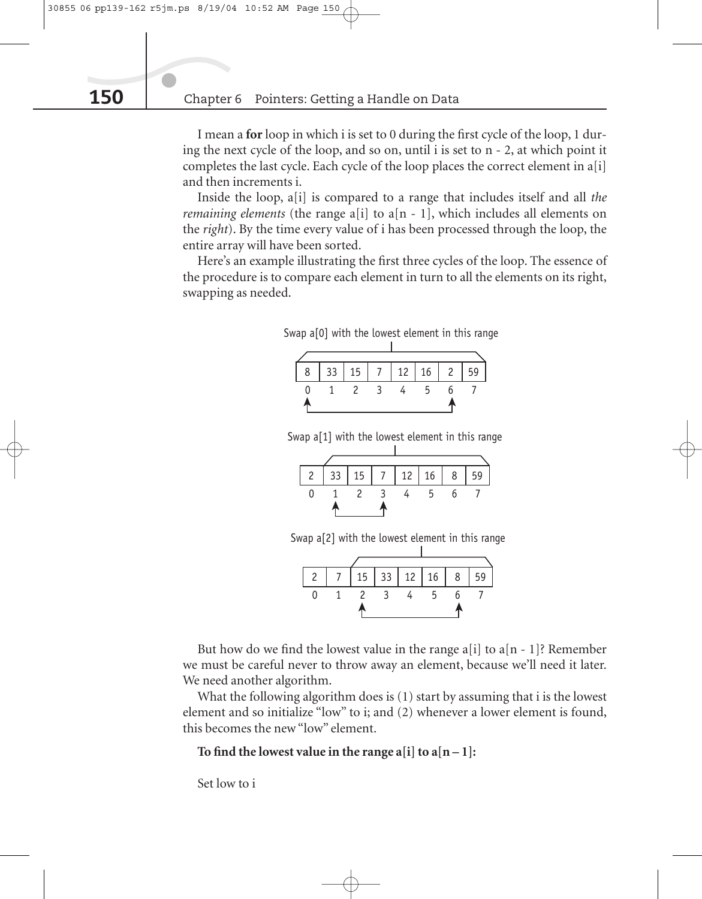I mean a **for** loop in which i is set to 0 during the first cycle of the loop, 1 during the next cycle of the loop, and so on, until i is set to n - 2, at which point it completes the last cycle. Each cycle of the loop places the correct element in a[i] and then increments i.

Inside the loop, a[i] is compared to a range that includes itself and all *the remaining elements* (the range a[i] to a[n - 1], which includes all elements on the *right*). By the time every value of i has been processed through the loop, the entire array will have been sorted.

Here's an example illustrating the first three cycles of the loop. The essence of the procedure is to compare each element in turn to all the elements on its right, swapping as needed.

Swap a[0] with the lowest element in this range

| 8 | 33 | 15 | 7 | 12 | 16 | 2 | 59 |
|---|---|---|---|---|---|---|---|
| 0 | 1 | 2 | 3 | 4 | 5 | 6 | 7 |

Swap a[1] with the lowest element in this range

| 2 | 33 | 15 | 7 | 12 | 16 | 8 | 59 |
|---|---|---|---|---|---|---|---|
| 0 | 1 | 2 | 3 | 4 | 5 | 6 | 7 |

Swap a[2] with the lowest element in this range

| 2 | 7 | 15 | 33 | 12 | 16 | 8 | 59 |
|---|---|---|---|---|---|---|---|
| 0 | 1 | 2 | 3 | 4 | 5 | 6 | 7 |

But how do we find the lowest value in the range a[i] to a[n - 1]? Remember we must be careful never to throw away an element, because we'll need it later. We need another algorithm.

What the following algorithm does is (1) start by assuming that i is the lowest element and so initialize "low" to i; and (2) whenever a lower element is found, this becomes the new "low" element.

**To find the lowest value in the range a[i] to a[n – 1]:**

Set low to i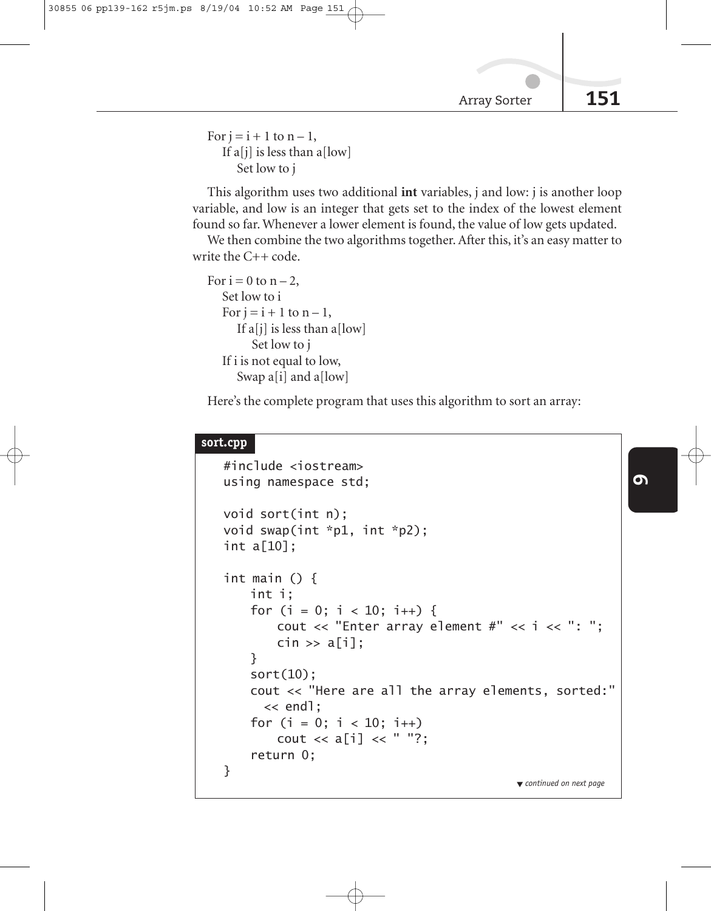For j = i + 1 to n – 1,
  If a[j] is less than a[low]
    Set low to j

This algorithm uses two additional **int** variables, j and low: j is another loop variable, and low is an integer that gets set to the index of the lowest element found so far. Whenever a lower element is found, the value of low gets updated.

We then combine the two algorithms together. After this, it's an easy matter to write the C++ code.

For i = 0 to n – 2,
  Set low to i
  For j = i + 1 to n – 1,
    If a[j] is less than a[low]
      Set low to j
  If i is not equal to low,
    Swap a[i] and a[low]

Here's the complete program that uses this algorithm to sort an array:

**sort.cpp**

```
#include <iostream>
using namespace std;

void sort(int n);
void swap(int *p1, int *p2);
int a[10];

int main () {
    int i;
    for (i = 0; i < 10; i++) {
        cout << "Enter array element #" << i << ": ";
        cin >> a[i];
    }
    sort(10);
    cout << "Here are all the array elements, sorted:"
      << endl;
    for (i = 0; i < 10; i++)
        cout << a[i] << " "?;
    return 0;
}
```

▼ *continued on next page*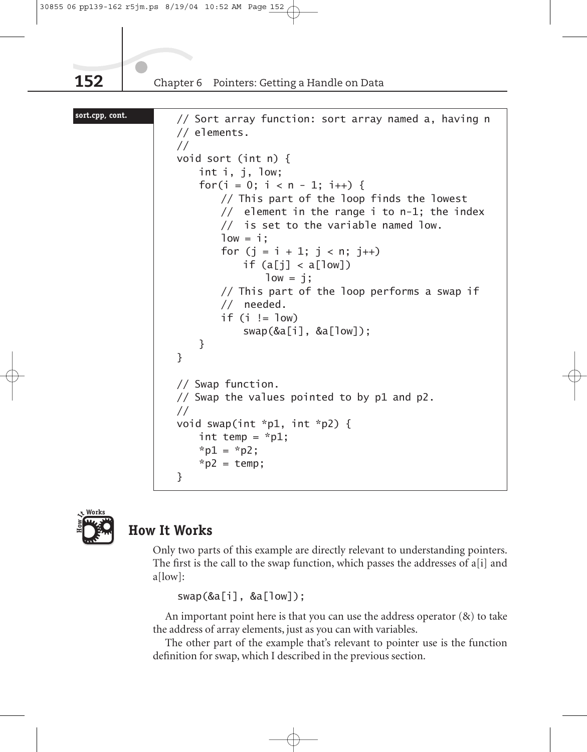**sort.cpp, cont.**

```
// Sort array function: sort array named a, having n
// elements.
//
void sort (int n) {
    int i, j, low;
    for(i = 0; i < n - 1; i++) {
        // This part of the loop finds the lowest
        //  element in the range i to n-1; the index
        //  is set to the variable named low.
        low = i;
        for (j = i + 1; j < n; j++)
            if (a[j] < a[low])
                low = j;
        // This part of the loop performs a swap if
        //  needed.
        if (i != low)
            swap(&a[i], &a[low]);
    }
}

// Swap function.
// Swap the values pointed to by p1 and p2.
//
void swap(int *p1, int *p2) {
    int temp = *p1;
    *p1 = *p2;
    *p2 = temp;
}
```

## How It Works

Only two parts of this example are directly relevant to understanding pointers. The first is the call to the swap function, which passes the addresses of a[i] and a[low]:

```
swap(&a[i], &a[low]);
```

An important point here is that you can use the address operator (&) to take the address of array elements, just as you can with variables.

The other part of the example that's relevant to pointer use is the function definition for swap, which I described in the previous section.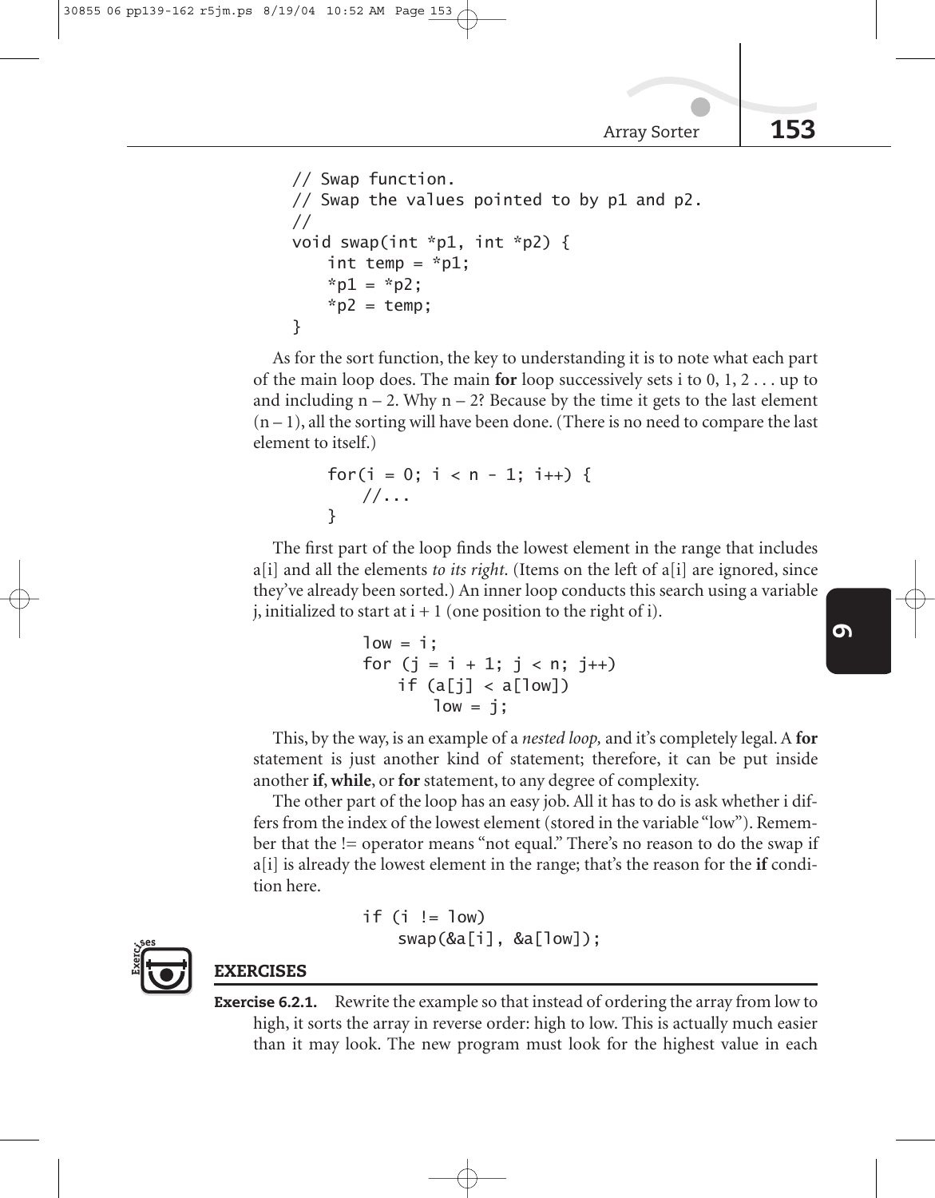```
// Swap function.
// Swap the values pointed to by p1 and p2.
//
void swap(int *p1, int *p2) {
    int temp = *p1;
    *p1 = *p2;
    *p2 = temp;
}
```

As for the sort function, the key to understanding it is to note what each part of the main loop does. The main **for** loop successively sets i to 0, 1, 2 . . . up to and including n – 2. Why n – 2? Because by the time it gets to the last element (n – 1), all the sorting will have been done. (There is no need to compare the last element to itself.)

```
for(i = 0; i < n - 1; i++) {
    //...
}
```

The first part of the loop finds the lowest element in the range that includes a[i] and all the elements *to its right.* (Items on the left of a[i] are ignored, since they've already been sorted.) An inner loop conducts this search using a variable j, initialized to start at i + 1 (one position to the right of i).

```
low = i;
for (j = i + 1; j < n; j++)
    if (a[j] < a[low])
        low = j;
```

This, by the way, is an example of a *nested loop,* and it's completely legal. A **for** statement is just another kind of statement; therefore, it can be put inside another **if**, **while**, or **for** statement, to any degree of complexity.

The other part of the loop has an easy job. All it has to do is ask whether i differs from the index of the lowest element (stored in the variable "low"). Remember that the != operator means "not equal." There's no reason to do the swap if a[i] is already the lowest element in the range; that's the reason for the **if** condition here.

```
if (i != low)
    swap(&a[i], &a[low]);
```

## EXERCISES

**Exercise 6.2.1.** Rewrite the example so that instead of ordering the array from low to high, it sorts the array in reverse order: high to low. This is actually much easier than it may look. The new program must look for the highest value in each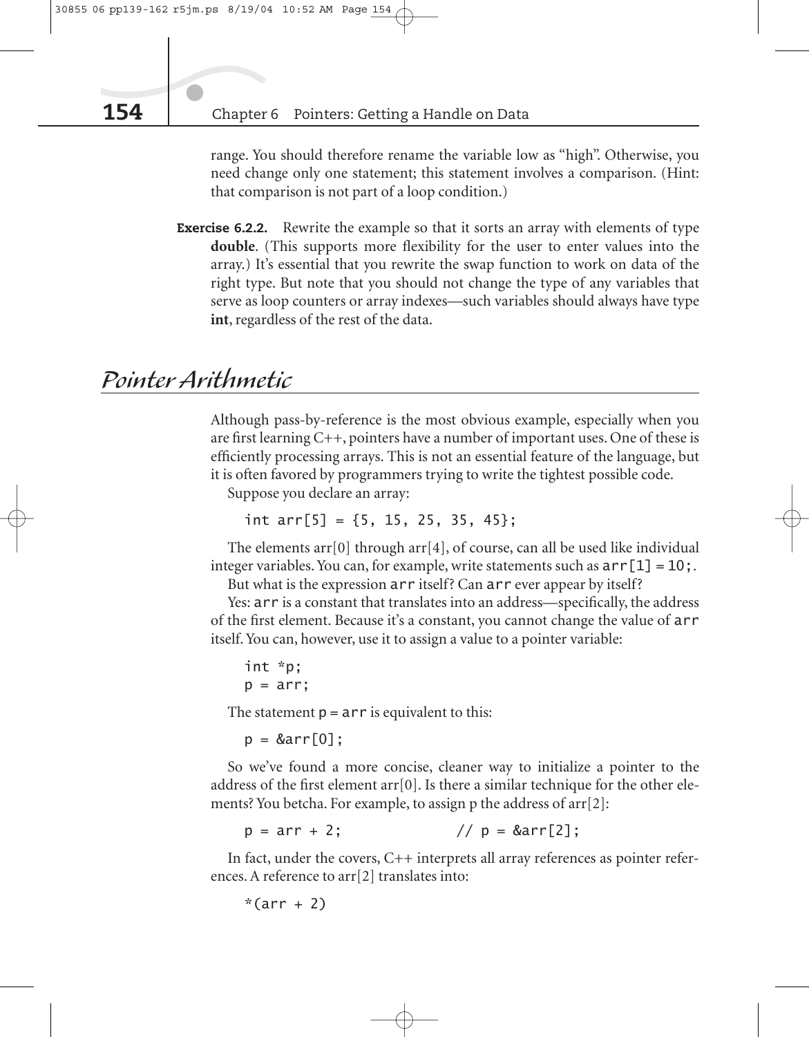range. You should therefore rename the variable low as "high". Otherwise, you need change only one statement; this statement involves a comparison. (Hint: that comparison is not part of a loop condition.)

**Exercise 6.2.2.** Rewrite the example so that it sorts an array with elements of type **double**. (This supports more flexibility for the user to enter values into the array.) It's essential that you rewrite the swap function to work on data of the right type. But note that you should not change the type of any variables that serve as loop counters or array indexes—such variables should always have type **int**, regardless of the rest of the data.

## *Pointer Arithmetic*

Although pass-by-reference is the most obvious example, especially when you are first learning C++, pointers have a number of important uses. One of these is efficiently processing arrays. This is not an essential feature of the language, but it is often favored by programmers trying to write the tightest possible code.

Suppose you declare an array:

```
int arr[5] = {5, 15, 25, 35, 45};
```

The elements arr[0] through arr[4], of course, can all be used like individual integer variables. You can, for example, write statements such as `arr[1] = 10;`.

But what is the expression `arr` itself? Can `arr` ever appear by itself?

Yes: `arr` is a constant that translates into an address—specifically, the address of the first element. Because it's a constant, you cannot change the value of `arr` itself. You can, however, use it to assign a value to a pointer variable:

```
int *p;
p = arr;
```

The statement `p = arr` is equivalent to this:

```
p = &arr[0];
```

So we've found a more concise, cleaner way to initialize a pointer to the address of the first element arr[0]. Is there a similar technique for the other elements? You betcha. For example, to assign p the address of arr[2]:

```
p = arr + 2;              // p = &arr[2];
```

In fact, under the covers, C++ interprets all array references as pointer references. A reference to arr[2] translates into:

```
*(arr + 2)
```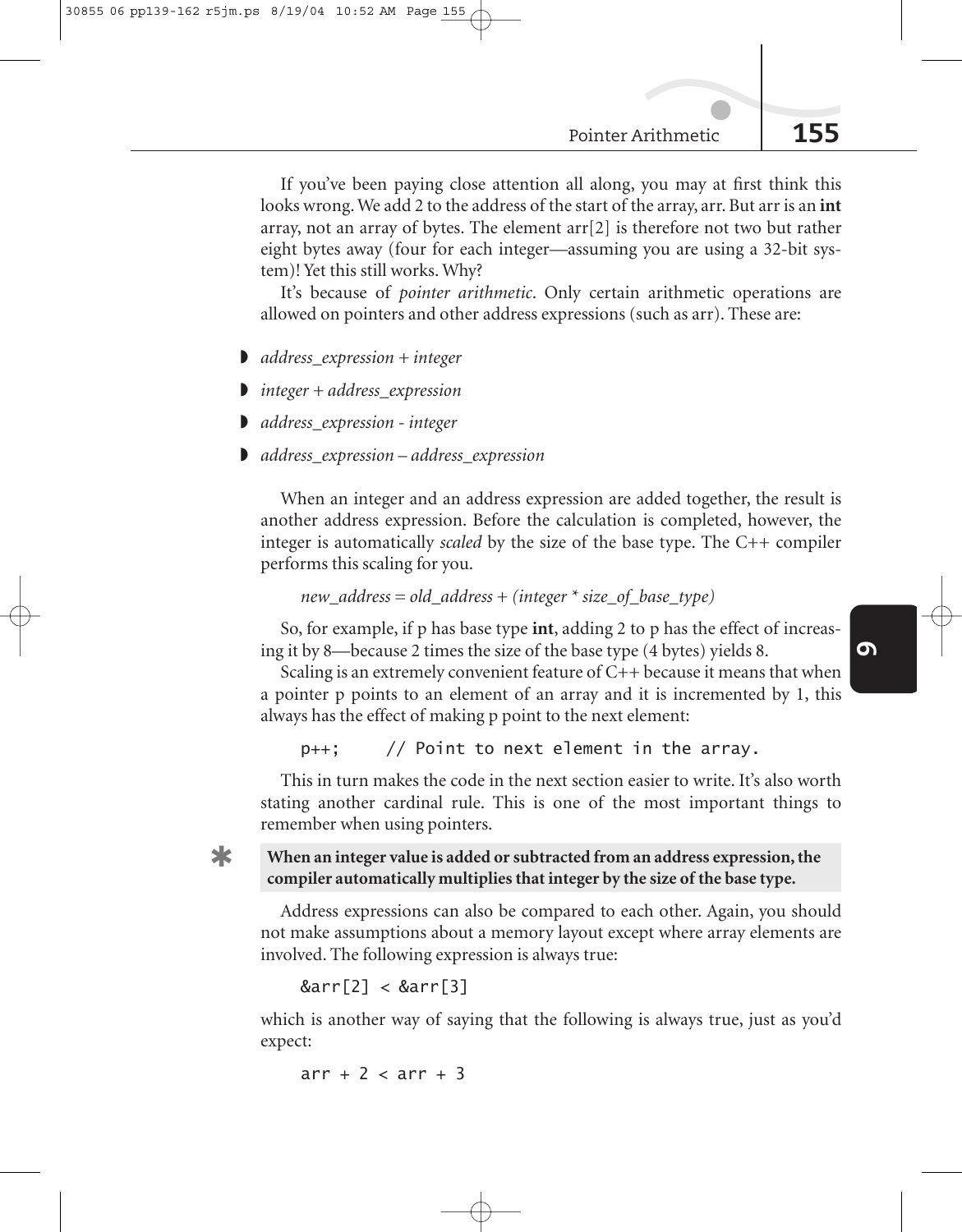If you've been paying close attention all along, you may at first think this looks wrong. We add 2 to the address of the start of the array, arr. But arr is an **int** array, not an array of bytes. The element arr[2] is therefore not two but rather eight bytes away (four for each integer—assuming you are using a 32-bit system)! Yet this still works. Why?

It's because of *pointer arithmetic*. Only certain arithmetic operations are allowed on pointers and other address expressions (such as arr). These are:

- *address_expression + integer*
- *integer + address_expression*
- *address_expression - integer*
- *address_expression – address_expression*

When an integer and an address expression are added together, the result is another address expression. Before the calculation is completed, however, the integer is automatically *scaled* by the size of the base type. The C++ compiler performs this scaling for you.

*new_address = old_address + (integer * size_of_base_type)*

So, for example, if p has base type **int**, adding 2 to p has the effect of increasing it by 8—because 2 times the size of the base type (4 bytes) yields 8.

Scaling is an extremely convenient feature of C++ because it means that when a pointer p points to an element of an array and it is incremented by 1, this always has the effect of making p point to the next element:

```
p++;     // Point to next element in the array.
```

This in turn makes the code in the next section easier to write. It's also worth stating another cardinal rule. This is one of the most important things to remember when using pointers.

**When an integer value is added or subtracted from an address expression, the compiler automatically multiplies that integer by the size of the base type.**

Address expressions can also be compared to each other. Again, you should not make assumptions about a memory layout except where array elements are involved. The following expression is always true:

```
&arr[2] < &arr[3]
```

which is another way of saying that the following is always true, just as you'd expect:

```
arr + 2 < arr + 3
```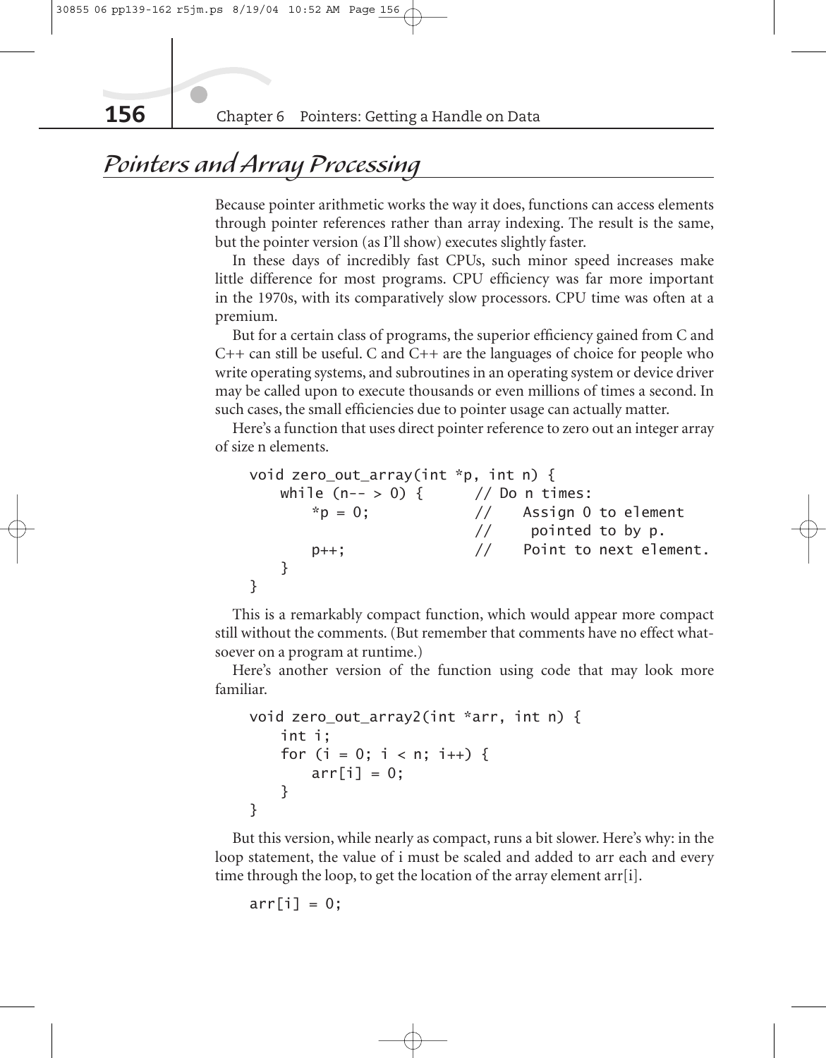## Pointers and Array Processing

Because pointer arithmetic works the way it does, functions can access elements through pointer references rather than array indexing. The result is the same, but the pointer version (as I'll show) executes slightly faster.

In these days of incredibly fast CPUs, such minor speed increases make little difference for most programs. CPU efficiency was far more important in the 1970s, with its comparatively slow processors. CPU time was often at a premium.

But for a certain class of programs, the superior efficiency gained from C and C++ can still be useful. C and C++ are the languages of choice for people who write operating systems, and subroutines in an operating system or device driver may be called upon to execute thousands or even millions of times a second. In such cases, the small efficiencies due to pointer usage can actually matter.

Here's a function that uses direct pointer reference to zero out an integer array of size n elements.

```
void zero_out_array(int *p, int n) {
    while (n-- > 0) {      // Do n times:
        *p = 0;            //    Assign 0 to element
                           //     pointed to by p.
        p++;               //    Point to next element.
    }
}
```

This is a remarkably compact function, which would appear more compact still without the comments. (But remember that comments have no effect whatsoever on a program at runtime.)

Here's another version of the function using code that may look more familiar.

```
void zero_out_array2(int *arr, int n) {
    int i;
    for (i = 0; i < n; i++) {
        arr[i] = 0;
    }
}
```

But this version, while nearly as compact, runs a bit slower. Here's why: in the loop statement, the value of i must be scaled and added to arr each and every time through the loop, to get the location of the array element arr[i].

```
arr[i] = 0;
```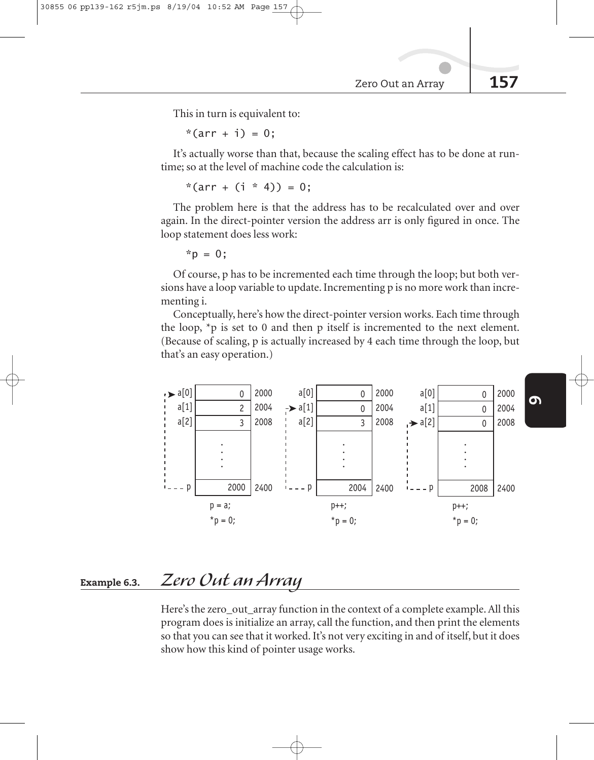This in turn is equivalent to:

```
*(arr + i) = 0;
```

It's actually worse than that, because the scaling effect has to be done at runtime; so at the level of machine code the calculation is:

```
*(arr + (i * 4)) = 0;
```

The problem here is that the address has to be recalculated over and over again. In the direct-pointer version the address arr is only figured in once. The loop statement does less work:

```
*p = 0;
```

Of course, p has to be incremented each time through the loop; but both versions have a loop variable to update. Incrementing p is no more work than incrementing i.

Conceptually, here's how the direct-pointer version works. Each time through the loop, *p is set to 0 and then p itself is incremented to the next element. (Because of scaling, p is actually increased by 4 each time through the loop, but that's an easy operation.)

| | Value | Address |
|---|---|---|
| a[0] | 0 | 2000 |
| a[1] | 2 | 2004 |
| a[2] | 3 | 2008 |
| p | 2000 | 2400 |

p = a;
*p = 0;

| | Value | Address |
|---|---|---|
| a[0] | 0 | 2000 |
| a[1] | 0 | 2004 |
| a[2] | 3 | 2008 |
| p | 2004 | 2400 |

p++;
*p = 0;

| | Value | Address |
|---|---|---|
| a[0] | 0 | 2000 |
| a[1] | 0 | 2004 |
| a[2] | 0 | 2008 |
| p | 2008 | 2400 |

p++;
*p = 0;

## Example 6.3. *Zero Out an Array*

Here's the zero_out_array function in the context of a complete example. All this program does is initialize an array, call the function, and then print the elements so that you can see that it worked. It's not very exciting in and of itself, but it does show how this kind of pointer usage works.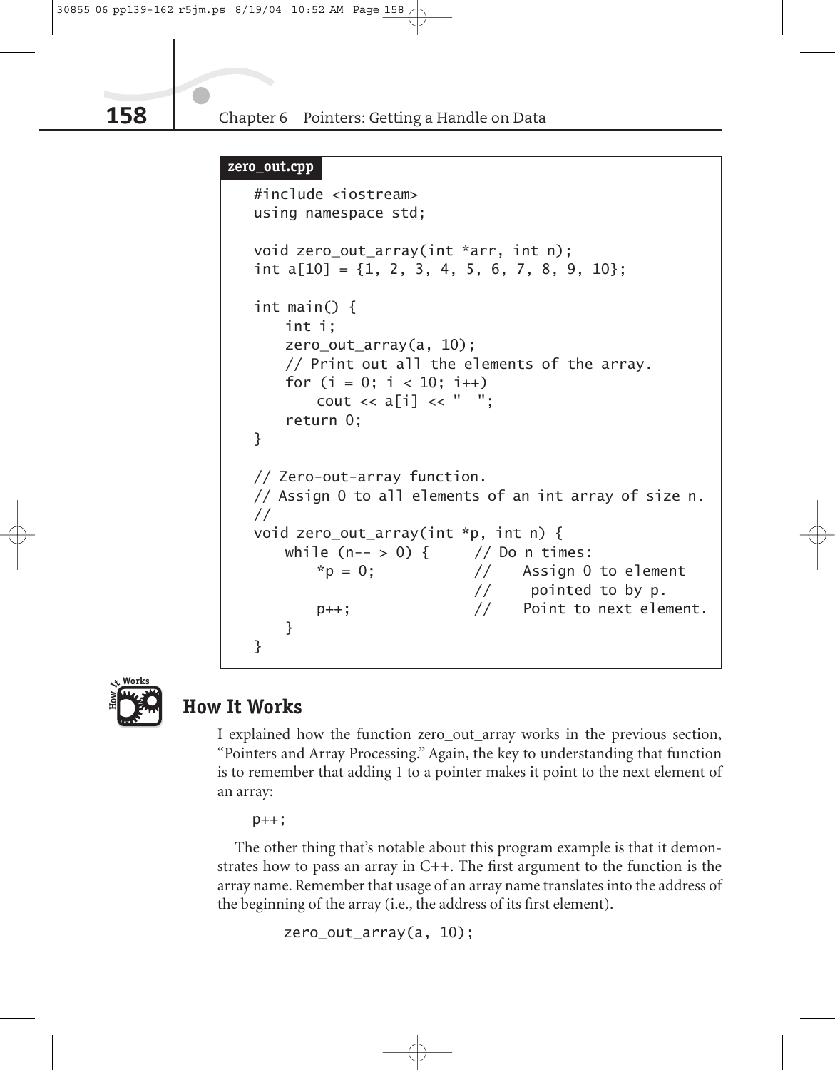**zero_out.cpp**

```
#include <iostream>
using namespace std;

void zero_out_array(int *arr, int n);
int a[10] = {1, 2, 3, 4, 5, 6, 7, 8, 9, 10};

int main() {
    int i;
    zero_out_array(a, 10);
    // Print out all the elements of the array.
    for (i = 0; i < 10; i++)
        cout << a[i] << "  ";
    return 0;
}

// Zero-out-array function.
// Assign 0 to all elements of an int array of size n.
//
void zero_out_array(int *p, int n) {
    while (n-- > 0) {     // Do n times:
        *p = 0;           //    Assign 0 to element
                          //     pointed to by p.
        p++;              //    Point to next element.
    }
}
```

## How It Works

I explained how the function zero_out_array works in the previous section, "Pointers and Array Processing." Again, the key to understanding that function is to remember that adding 1 to a pointer makes it point to the next element of an array:

```
p++;
```

The other thing that's notable about this program example is that it demonstrates how to pass an array in C++. The first argument to the function is the array name. Remember that usage of an array name translates into the address of the beginning of the array (i.e., the address of its first element).

```
zero_out_array(a, 10);
```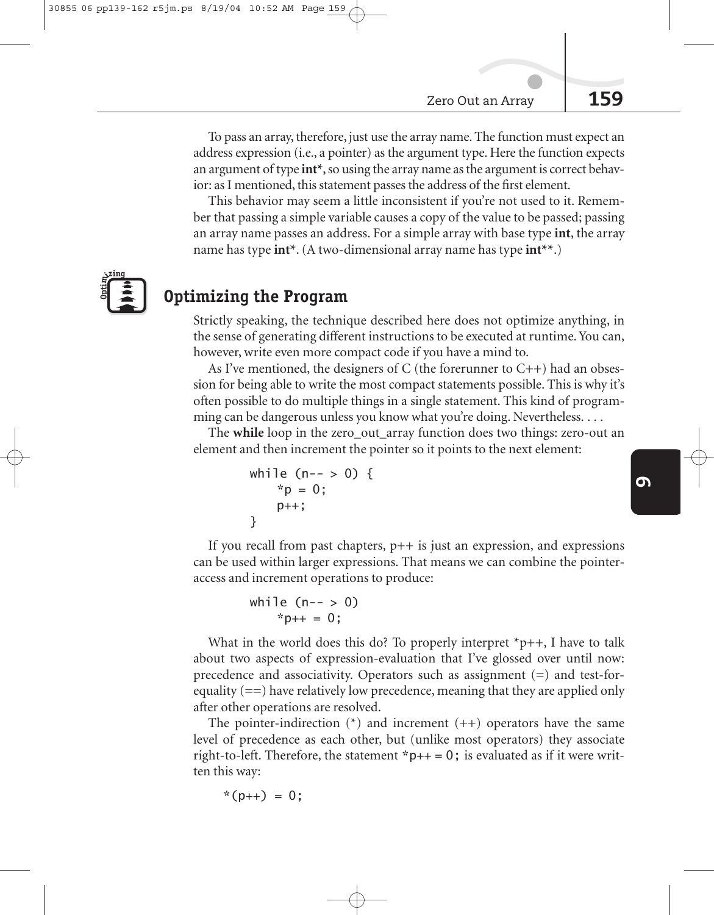To pass an array, therefore, just use the array name. The function must expect an address expression (i.e., a pointer) as the argument type. Here the function expects an argument of type **int***, so using the array name as the argument is correct behavior: as I mentioned, this statement passes the address of the first element.

This behavior may seem a little inconsistent if you're not used to it. Remember that passing a simple variable causes a copy of the value to be passed; passing an array name passes an address. For a simple array with base type **int**, the array name has type **int***. (A two-dimensional array name has type **int****.)

## Optimizing the Program

Strictly speaking, the technique described here does not optimize anything, in the sense of generating different instructions to be executed at runtime. You can, however, write even more compact code if you have a mind to.

As I've mentioned, the designers of C (the forerunner to C++) had an obsession for being able to write the most compact statements possible. This is why it's often possible to do multiple things in a single statement. This kind of programming can be dangerous unless you know what you're doing. Nevertheless. . . .

The **while** loop in the zero_out_array function does two things: zero-out an element and then increment the pointer so it points to the next element:

```
while (n-- > 0) {
    *p = 0;
    p++;
}
```

If you recall from past chapters, p++ is just an expression, and expressions can be used within larger expressions. That means we can combine the pointer-access and increment operations to produce:

```
while (n-- > 0)
    *p++ = 0;
```

What in the world does this do? To properly interpret *p++, I have to talk about two aspects of expression-evaluation that I've glossed over until now: precedence and associativity. Operators such as assignment (=) and test-for-equality (==) have relatively low precedence, meaning that they are applied only after other operations are resolved.

The pointer-indirection (*) and increment (++) operators have the same level of precedence as each other, but (unlike most operators) they associate right-to-left. Therefore, the statement `*p++ = 0;` is evaluated as if it were written this way:

```
*(p++) = 0;
```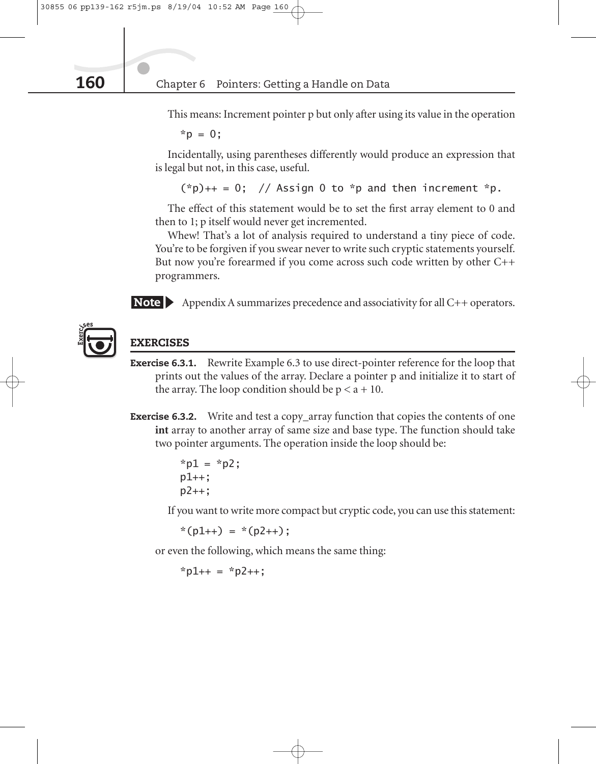This means: Increment pointer p but only after using its value in the operation

```
*p = 0;
```

Incidentally, using parentheses differently would produce an expression that is legal but not, in this case, useful.

```
(*p)++ = 0;  // Assign 0 to *p and then increment *p.
```

The effect of this statement would be to set the first array element to 0 and then to 1; p itself would never get incremented.

Whew! That's a lot of analysis required to understand a tiny piece of code. You're to be forgiven if you swear never to write such cryptic statements yourself. But now you're forearmed if you come across such code written by other C++ programmers.

**Note** ▶ Appendix A summarizes precedence and associativity for all C++ operators.

## EXERCISES

**Exercise 6.3.1.** Rewrite Example 6.3 to use direct-pointer reference for the loop that prints out the values of the array. Declare a pointer p and initialize it to start of the array. The loop condition should be p < a + 10.

**Exercise 6.3.2.** Write and test a copy_array function that copies the contents of one **int** array to another array of same size and base type. The function should take two pointer arguments. The operation inside the loop should be:

```
*p1 = *p2;
p1++;
p2++;
```

If you want to write more compact but cryptic code, you can use this statement:

```
*(p1++) = *(p2++);
```

or even the following, which means the same thing:

```
*p1++ = *p2++;
```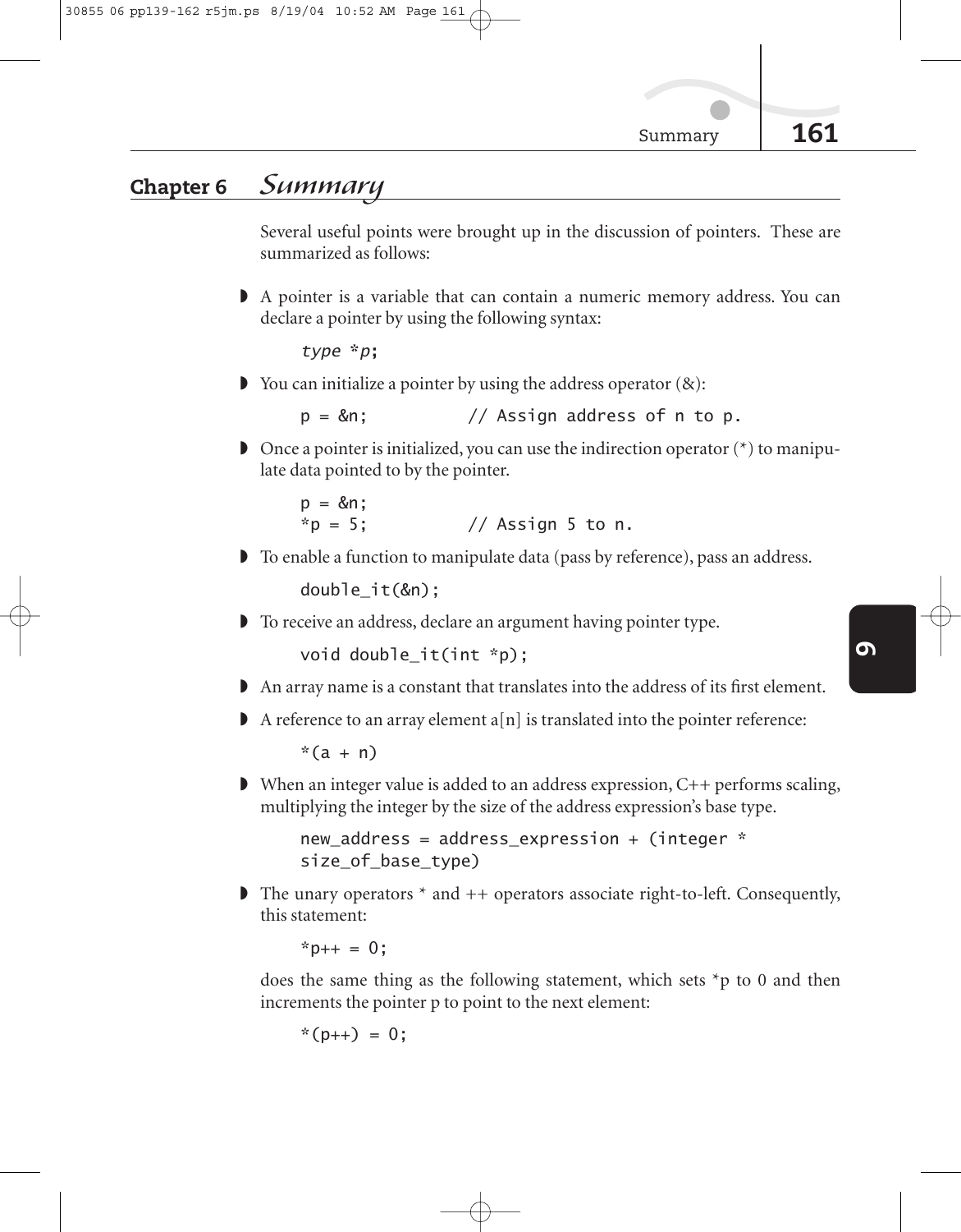## Chapter 6 *Summary*

Several useful points were brought up in the discussion of pointers. These are summarized as follows:

- A pointer is a variable that can contain a numeric memory address. You can declare a pointer by using the following syntax:

```
type *p;
```

- You can initialize a pointer by using the address operator (&):

```
p = &n;          // Assign address of n to p.
```

- Once a pointer is initialized, you can use the indirection operator (*) to manipulate data pointed to by the pointer.

```
p = &n;
*p = 5;          // Assign 5 to n.
```

- To enable a function to manipulate data (pass by reference), pass an address.

```
double_it(&n);
```

- To receive an address, declare an argument having pointer type.

```
void double_it(int *p);
```

- An array name is a constant that translates into the address of its first element.

- A reference to an array element a[n] is translated into the pointer reference:

```
*(a + n)
```

- When an integer value is added to an address expression, C++ performs scaling, multiplying the integer by the size of the address expression's base type.

```
new_address = address_expression + (integer *
size_of_base_type)
```

- The unary operators * and ++ operators associate right-to-left. Consequently, this statement:

```
*p++ = 0;
```

  does the same thing as the following statement, which sets *p to 0 and then increments the pointer p to point to the next element:

```
*(p++) = 0;
```